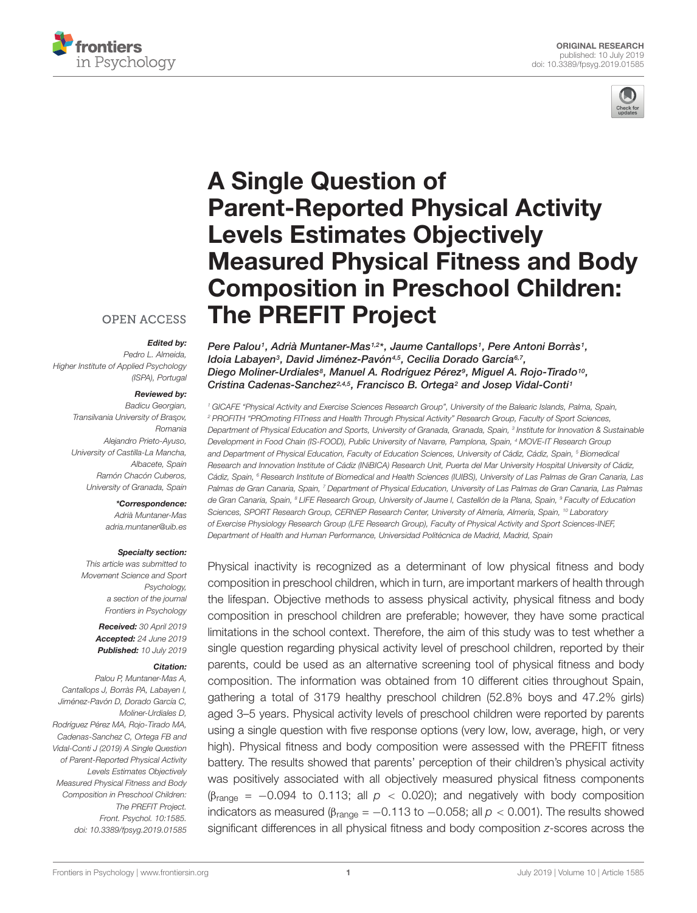ORIGINAL RESEARCH
published: 10 July 2019
doi: 10.3389/fpsyg.2019.01585

# A Single Question of Parent-Reported Physical Activity Levels Estimates Objectively Measured Physical Fitness and Body Composition in Preschool Children: The PREFIT Project

OPEN ACCESS

***Edited by:***
Pedro L. Almeida,
Higher Institute of Applied Psychology (ISPA), Portugal

***Reviewed by:***
Badicu Georgian,
Transilvania University of Brașov, Romania
Alejandro Prieto-Ayuso,
University of Castilla-La Mancha, Albacete, Spain
Ramón Chacón Cuberos,
University of Granada, Spain

***\*Correspondence:***
Adrià Muntaner-Mas
adria.muntaner@uib.es

***Specialty section:***
This article was submitted to Movement Science and Sport Psychology, a section of the journal Frontiers in Psychology

***Received:*** 30 April 2019
***Accepted:*** 24 June 2019
***Published:*** 10 July 2019

***Citation:***
Palou P, Muntaner-Mas A, Cantallops J, Borràs PA, Labayen I, Jiménez-Pavón D, Dorado García C, Moliner-Urdiales D, Rodríguez Pérez MA, Rojo-Tirado MA, Cadenas-Sanchez C, Ortega FB and Vidal-Conti J (2019) A Single Question of Parent-Reported Physical Activity Levels Estimates Objectively Measured Physical Fitness and Body Composition in Preschool Children: The PREFIT Project. Front. Psychol. 10:1585. doi: 10.3389/fpsyg.2019.01585

*Pere Palou[1], Adrià Muntaner-Mas[1,2]\*, Jaume Cantallops[1], Pere Antoni Borràs[1], Idoia Labayen[3], David Jiménez-Pavón[4,5], Cecilia Dorado García[6,7], Diego Moliner-Urdiales[8], Manuel A. Rodríguez Pérez[9], Miguel A. Rojo-Tirado[10], Cristina Cadenas-Sanchez[2,4,5], Francisco B. Ortega[2] and Josep Vidal-Conti[1]*

[1] GICAFE "Physical Activity and Exercise Sciences Research Group", University of the Balearic Islands, Palma, Spain, [2] PROFITH "PROmoting FITness and Health Through Physical Activity" Research Group, Faculty of Sport Sciences, Department of Physical Education and Sports, University of Granada, Granada, Spain, [3] Institute for Innovation & Sustainable Development in Food Chain (IS-FOOD), Public University of Navarre, Pamplona, Spain, [4] MOVE-IT Research Group and Department of Physical Education, Faculty of Education Sciences, University of Cádiz, Cádiz, Spain, [5] Biomedical Research and Innovation Institute of Cádiz (INiBICA) Research Unit, Puerta del Mar University Hospital University of Cádiz, Cádiz, Spain, [6] Research Institute of Biomedical and Health Sciences (IUIBS), University of Las Palmas de Gran Canaria, Las Palmas de Gran Canaria, Spain, [7] Department of Physical Education, University of Las Palmas de Gran Canaria, Las Palmas de Gran Canaria, Spain, [8] LIFE Research Group, University of Jaume I, Castellón de la Plana, Spain, [9] Faculty of Education Sciences, SPORT Research Group, CERNEP Research Center, University of Almería, Almería, Spain, [10] Laboratory of Exercise Physiology Research Group (LFE Research Group), Faculty of Physical Activity and Sport Sciences-INEF, Department of Health and Human Performance, Universidad Politécnica de Madrid, Madrid, Spain

Physical inactivity is recognized as a determinant of low physical fitness and body composition in preschool children, which in turn, are important markers of health through the lifespan. Objective methods to assess physical activity, physical fitness and body composition in preschool children are preferable; however, they have some practical limitations in the school context. Therefore, the aim of this study was to test whether a single question regarding physical activity level of preschool children, reported by their parents, could be used as an alternative screening tool of physical fitness and body composition. The information was obtained from 10 different cities throughout Spain, gathering a total of 3179 healthy preschool children (52.8% boys and 47.2% girls) aged 3–5 years. Physical activity levels of preschool children were reported by parents using a single question with five response options (very low, low, average, high, or very high). Physical fitness and body composition were assessed with the PREFIT fitness battery. The results showed that parents' perception of their children's physical activity was positively associated with all objectively measured physical fitness components ($\beta_{range}$ = −0.094 to 0.113; all $p < 0.020$); and negatively with body composition indicators as measured ($\beta_{range}$ = −0.113 to −0.058; all $p < 0.001$). The results showed significant differences in all physical fitness and body composition *z*-scores across the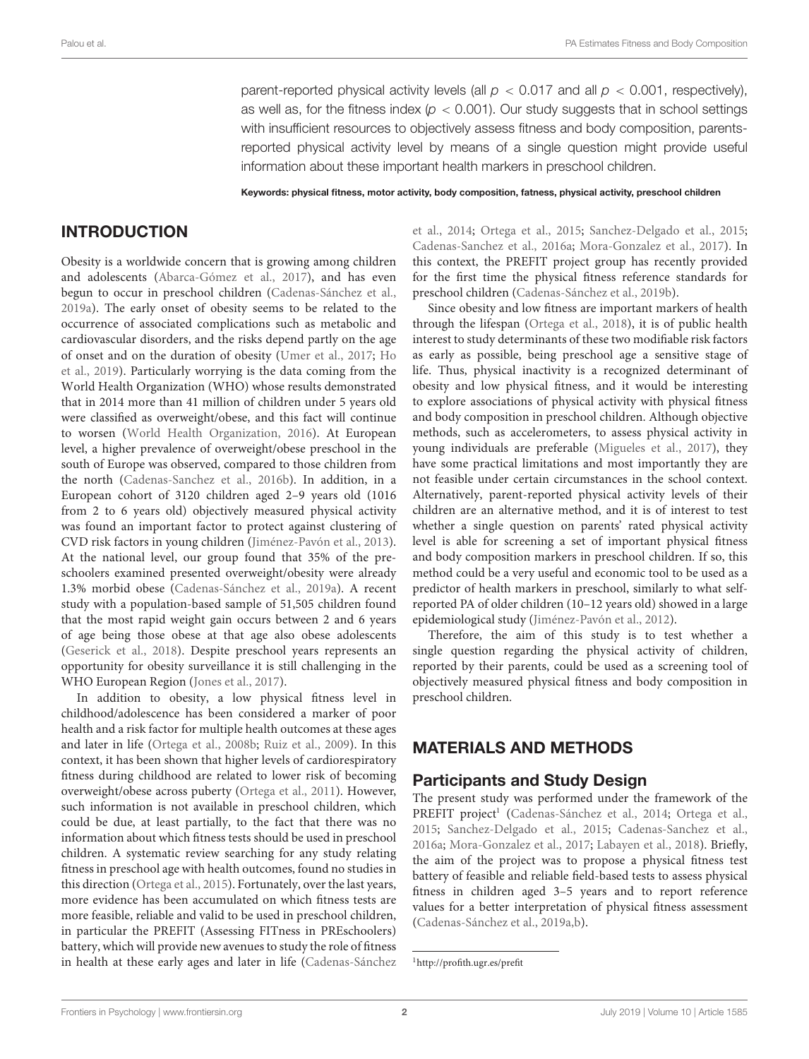parent-reported physical activity levels (all $p < 0.017$ and all $p < 0.001$, respectively), as well as, for the fitness index ($p < 0.001$). Our study suggests that in school settings with insufficient resources to objectively assess fitness and body composition, parents-reported physical activity level by means of a single question might provide useful information about these important health markers in preschool children.

**Keywords: physical fitness, motor activity, body composition, fatness, physical activity, preschool children**

## INTRODUCTION

Obesity is a worldwide concern that is growing among children and adolescents (Abarca-Gómez et al., 2017), and has even begun to occur in preschool children (Cadenas-Sánchez et al., 2019a). The early onset of obesity seems to be related to the occurrence of associated complications such as metabolic and cardiovascular disorders, and the risks depend partly on the age of onset and on the duration of obesity (Umer et al., 2017; Ho et al., 2019). Particularly worrying is the data coming from the World Health Organization (WHO) whose results demonstrated that in 2014 more than 41 million of children under 5 years old were classified as overweight/obese, and this fact will continue to worsen (World Health Organization, 2016). At European level, a higher prevalence of overweight/obese preschool in the south of Europe was observed, compared to those children from the north (Cadenas-Sanchez et al., 2016b). In addition, in a European cohort of 3120 children aged 2–9 years old (1016 from 2 to 6 years old) objectively measured physical activity was found an important factor to protect against clustering of CVD risk factors in young children (Jiménez-Pavón et al., 2013). At the national level, our group found that 35% of the pre-schoolers examined presented overweight/obesity were already 1.3% morbid obese (Cadenas-Sánchez et al., 2019a). A recent study with a population-based sample of 51,505 children found that the most rapid weight gain occurs between 2 and 6 years of age being those obese at that age also obese adolescents (Geserick et al., 2018). Despite preschool years represents an opportunity for obesity surveillance it is still challenging in the WHO European Region (Jones et al., 2017).

In addition to obesity, a low physical fitness level in childhood/adolescence has been considered a marker of poor health and a risk factor for multiple health outcomes at these ages and later in life (Ortega et al., 2008b; Ruiz et al., 2009). In this context, it has been shown that higher levels of cardiorespiratory fitness during childhood are related to lower risk of becoming overweight/obese across puberty (Ortega et al., 2011). However, such information is not available in preschool children, which could be due, at least partially, to the fact that there was no information about which fitness tests should be used in preschool children. A systematic review searching for any study relating fitness in preschool age with health outcomes, found no studies in this direction (Ortega et al., 2015). Fortunately, over the last years, more evidence has been accumulated on which fitness tests are more feasible, reliable and valid to be used in preschool children, in particular the PREFIT (Assessing FITness in PREschoolers) battery, which will provide new avenues to study the role of fitness in health at these early ages and later in life (Cadenas-Sánchez et al., 2014; Ortega et al., 2015; Sanchez-Delgado et al., 2015; Cadenas-Sanchez et al., 2016a; Mora-Gonzalez et al., 2017). In this context, the PREFIT project group has recently provided for the first time the physical fitness reference standards for preschool children (Cadenas-Sánchez et al., 2019b).

Since obesity and low fitness are important markers of health through the lifespan (Ortega et al., 2018), it is of public health interest to study determinants of these two modifiable risk factors as early as possible, being preschool age a sensitive stage of life. Thus, physical inactivity is a recognized determinant of obesity and low physical fitness, and it would be interesting to explore associations of physical activity with physical fitness and body composition in preschool children. Although objective methods, such as accelerometers, to assess physical activity in young individuals are preferable (Migueles et al., 2017), they have some practical limitations and most importantly they are not feasible under certain circumstances in the school context. Alternatively, parent-reported physical activity levels of their children are an alternative method, and it is of interest to test whether a single question on parents' rated physical activity level is able for screening a set of important physical fitness and body composition markers in preschool children. If so, this method could be a very useful and economic tool to be used as a predictor of health markers in preschool, similarly to what self-reported PA of older children (10–12 years old) showed in a large epidemiological study (Jiménez-Pavón et al., 2012).

Therefore, the aim of this study is to test whether a single question regarding the physical activity of children, reported by their parents, could be used as a screening tool of objectively measured physical fitness and body composition in preschool children.

## MATERIALS AND METHODS

### Participants and Study Design

The present study was performed under the framework of the PREFIT project[1] (Cadenas-Sánchez et al., 2014; Ortega et al., 2015; Sanchez-Delgado et al., 2015; Cadenas-Sanchez et al., 2016a; Mora-Gonzalez et al., 2017; Labayen et al., 2018). Briefly, the aim of the project was to propose a physical fitness test battery of feasible and reliable field-based tests to assess physical fitness in children aged 3–5 years and to report reference values for a better interpretation of physical fitness assessment (Cadenas-Sánchez et al., 2019a,b).

[1] http://profith.ugr.es/prefit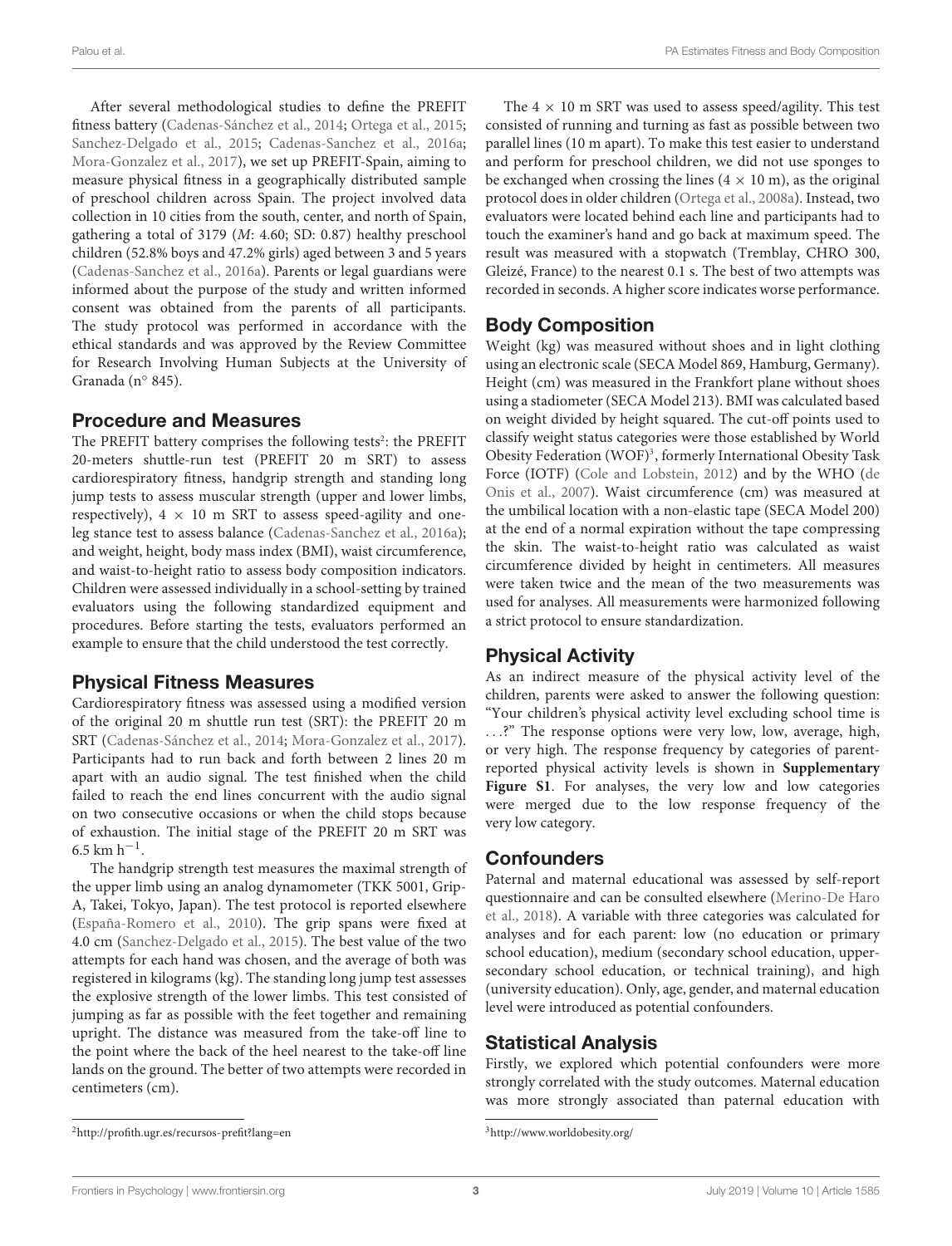After several methodological studies to define the PREFIT fitness battery (Cadenas-Sánchez et al., 2014; Ortega et al., 2015; Sanchez-Delgado et al., 2015; Cadenas-Sanchez et al., 2016a; Mora-Gonzalez et al., 2017), we set up PREFIT-Spain, aiming to measure physical fitness in a geographically distributed sample of preschool children across Spain. The project involved data collection in 10 cities from the south, center, and north of Spain, gathering a total of 3179 (*M*: 4.60; SD: 0.87) healthy preschool children (52.8% boys and 47.2% girls) aged between 3 and 5 years (Cadenas-Sanchez et al., 2016a). Parents or legal guardians were informed about the purpose of the study and written informed consent was obtained from the parents of all participants. The study protocol was performed in accordance with the ethical standards and was approved by the Review Committee for Research Involving Human Subjects at the University of Granada (n° 845).

## Procedure and Measures

The PREFIT battery comprises the following tests[2]: the PREFIT 20-meters shuttle-run test (PREFIT 20 m SRT) to assess cardiorespiratory fitness, handgrip strength and standing long jump tests to assess muscular strength (upper and lower limbs, respectively), $4 \times 10$ m SRT to assess speed-agility and one-leg stance test to assess balance (Cadenas-Sanchez et al., 2016a); and weight, height, body mass index (BMI), waist circumference, and waist-to-height ratio to assess body composition indicators. Children were assessed individually in a school-setting by trained evaluators using the following standardized equipment and procedures. Before starting the tests, evaluators performed an example to ensure that the child understood the test correctly.

## Physical Fitness Measures

Cardiorespiratory fitness was assessed using a modified version of the original 20 m shuttle run test (SRT): the PREFIT 20 m SRT (Cadenas-Sánchez et al., 2014; Mora-Gonzalez et al., 2017). Participants had to run back and forth between 2 lines 20 m apart with an audio signal. The test finished when the child failed to reach the end lines concurrent with the audio signal on two consecutive occasions or when the child stops because of exhaustion. The initial stage of the PREFIT 20 m SRT was 6.5 km $h^{-1}$.

The handgrip strength test measures the maximal strength of the upper limb using an analog dynamometer (TKK 5001, Grip-A, Takei, Tokyo, Japan). The test protocol is reported elsewhere (España-Romero et al., 2010). The grip spans were fixed at 4.0 cm (Sanchez-Delgado et al., 2015). The best value of the two attempts for each hand was chosen, and the average of both was registered in kilograms (kg). The standing long jump test assesses the explosive strength of the lower limbs. This test consisted of jumping as far as possible with the feet together and remaining upright. The distance was measured from the take-off line to the point where the back of the heel nearest to the take-off line lands on the ground. The better of two attempts were recorded in centimeters (cm).

The $4 \times 10$ m SRT was used to assess speed/agility. This test consisted of running and turning as fast as possible between two parallel lines (10 m apart). To make this test easier to understand and perform for preschool children, we did not use sponges to be exchanged when crossing the lines ($4 \times 10$ m), as the original protocol does in older children (Ortega et al., 2008a). Instead, two evaluators were located behind each line and participants had to touch the examiner's hand and go back at maximum speed. The result was measured with a stopwatch (Tremblay, CHRO 300, Gleizé, France) to the nearest 0.1 s. The best of two attempts was recorded in seconds. A higher score indicates worse performance.

## Body Composition

Weight (kg) was measured without shoes and in light clothing using an electronic scale (SECA Model 869, Hamburg, Germany). Height (cm) was measured in the Frankfort plane without shoes using a stadiometer (SECA Model 213). BMI was calculated based on weight divided by height squared. The cut-off points used to classify weight status categories were those established by World Obesity Federation (WOF)[3], formerly International Obesity Task Force (IOTF) (Cole and Lobstein, 2012) and by the WHO (de Onis et al., 2007). Waist circumference (cm) was measured at the umbilical location with a non-elastic tape (SECA Model 200) at the end of a normal expiration without the tape compressing the skin. The waist-to-height ratio was calculated as waist circumference divided by height in centimeters. All measures were taken twice and the mean of the two measurements was used for analyses. All measurements were harmonized following a strict protocol to ensure standardization.

## Physical Activity

As an indirect measure of the physical activity level of the children, parents were asked to answer the following question: "Your children's physical activity level excluding school time is ...?" The response options were very low, low, average, high, or very high. The response frequency by categories of parent-reported physical activity levels is shown in **Supplementary Figure S1**. For analyses, the very low and low categories were merged due to the low response frequency of the very low category.

## Confounders

Paternal and maternal educational was assessed by self-report questionnaire and can be consulted elsewhere (Merino-De Haro et al., 2018). A variable with three categories was calculated for analyses and for each parent: low (no education or primary school education), medium (secondary school education, upper-secondary school education, or technical training), and high (university education). Only, age, gender, and maternal education level were introduced as potential confounders.

## Statistical Analysis

Firstly, we explored which potential confounders were more strongly correlated with the study outcomes. Maternal education was more strongly associated than paternal education with

[2]http://profith.ugr.es/recursos-prefit?lang=en

[3]http://www.worldobesity.org/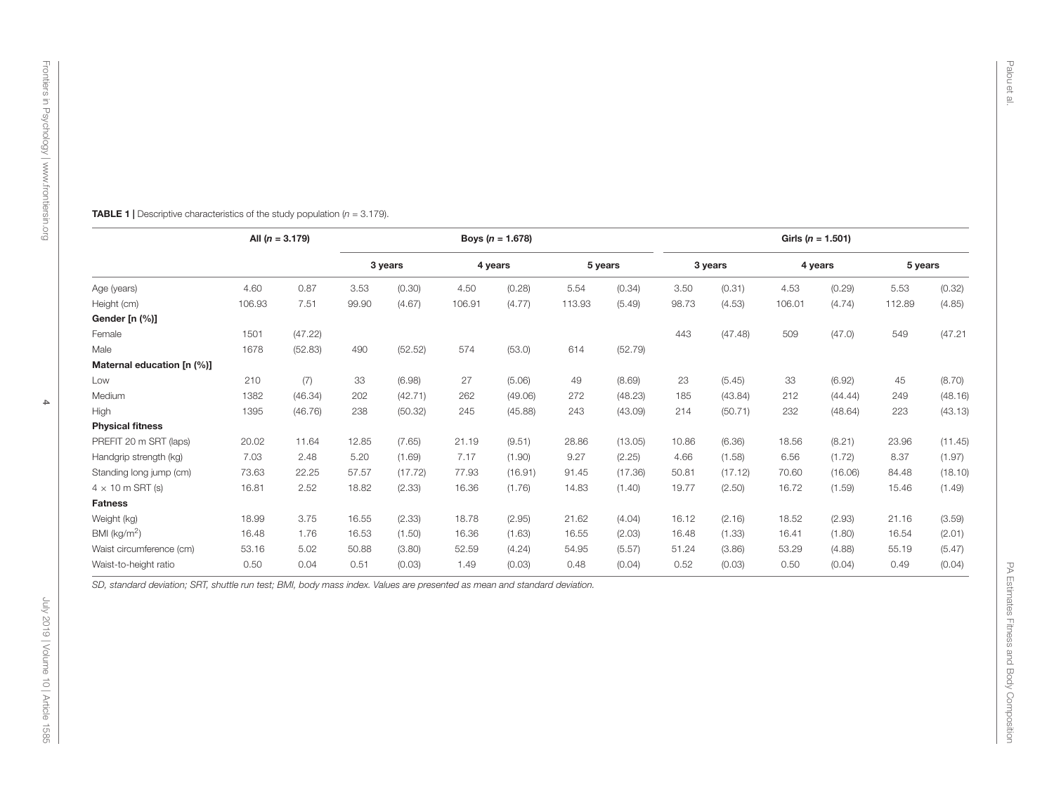**TABLE 1 |** Descriptive characteristics of the study population (*n* = 3.179).

| | All (*n* = 3.179) | | Boys (*n* = 1.678) | | | | | | Girls (*n* = 1.501) | | | | | |
|---|---|---|---|---|---|---|---|---|---|---|---|---|---|---|
| | | | 3 years | | 4 years | | 5 years | | 3 years | | 4 years | | 5 years | |
| Age (years) | 4.60 | 0.87 | 3.53 | (0.30) | 4.50 | (0.28) | 5.54 | (0.34) | 3.50 | (0.31) | 4.53 | (0.29) | 5.53 | (0.32) |
| Height (cm) | 106.93 | 7.51 | 99.90 | (4.67) | 106.91 | (4.77) | 113.93 | (5.49) | 98.73 | (4.53) | 106.01 | (4.74) | 112.89 | (4.85) |
| **Gender [n (%)]** | | | | | | | | | | | | | | |
| Female | 1501 | (47.22) | | | | | | | 443 | (47.48) | 509 | (47.0) | 549 | (47.21 |
| Male | 1678 | (52.83) | 490 | (52.52) | 574 | (53.0) | 614 | (52.79) | | | | | | |
| **Maternal education [n (%)]** | | | | | | | | | | | | | | |
| Low | 210 | (7) | 33 | (6.98) | 27 | (5.06) | 49 | (8.69) | 23 | (5.45) | 33 | (6.92) | 45 | (8.70) |
| Medium | 1382 | (46.34) | 202 | (42.71) | 262 | (49.06) | 272 | (48.23) | 185 | (43.84) | 212 | (44.44) | 249 | (48.16) |
| High | 1395 | (46.76) | 238 | (50.32) | 245 | (45.88) | 243 | (43.09) | 214 | (50.71) | 232 | (48.64) | 223 | (43.13) |
| **Physical fitness** | | | | | | | | | | | | | | |
| PREFIT 20 m SRT (laps) | 20.02 | 11.64 | 12.85 | (7.65) | 21.19 | (9.51) | 28.86 | (13.05) | 10.86 | (6.36) | 18.56 | (8.21) | 23.96 | (11.45) |
| Handgrip strength (kg) | 7.03 | 2.48 | 5.20 | (1.69) | 7.17 | (1.90) | 9.27 | (2.25) | 4.66 | (1.58) | 6.56 | (1.72) | 8.37 | (1.97) |
| Standing long jump (cm) | 73.63 | 22.25 | 57.57 | (17.72) | 77.93 | (16.91) | 91.45 | (17.36) | 50.81 | (17.12) | 70.60 | (16.06) | 84.48 | (18.10) |
| $4 \times 10$ m SRT (s) | 16.81 | 2.52 | 18.82 | (2.33) | 16.36 | (1.76) | 14.83 | (1.40) | 19.77 | (2.50) | 16.72 | (1.59) | 15.46 | (1.49) |
| **Fatness** | | | | | | | | | | | | | | |
| Weight (kg) | 18.99 | 3.75 | 16.55 | (2.33) | 18.78 | (2.95) | 21.62 | (4.04) | 16.12 | (2.16) | 18.52 | (2.93) | 21.16 | (3.59) |
| BMI (kg/m$^2$) | 16.48 | 1.76 | 16.53 | (1.50) | 16.36 | (1.63) | 16.55 | (2.03) | 16.48 | (1.33) | 16.41 | (1.80) | 16.54 | (2.01) |
| Waist circumference (cm) | 53.16 | 5.02 | 50.88 | (3.80) | 52.59 | (4.24) | 54.95 | (5.57) | 51.24 | (3.86) | 53.29 | (4.88) | 55.19 | (5.47) |
| Waist-to-height ratio | 0.50 | 0.04 | 0.51 | (0.03) | 1.49 | (0.03) | 0.48 | (0.04) | 0.52 | (0.03) | 0.50 | (0.04) | 0.49 | (0.04) |

*SD, standard deviation; SRT, shuttle run test; BMI, body mass index. Values are presented as mean and standard deviation.*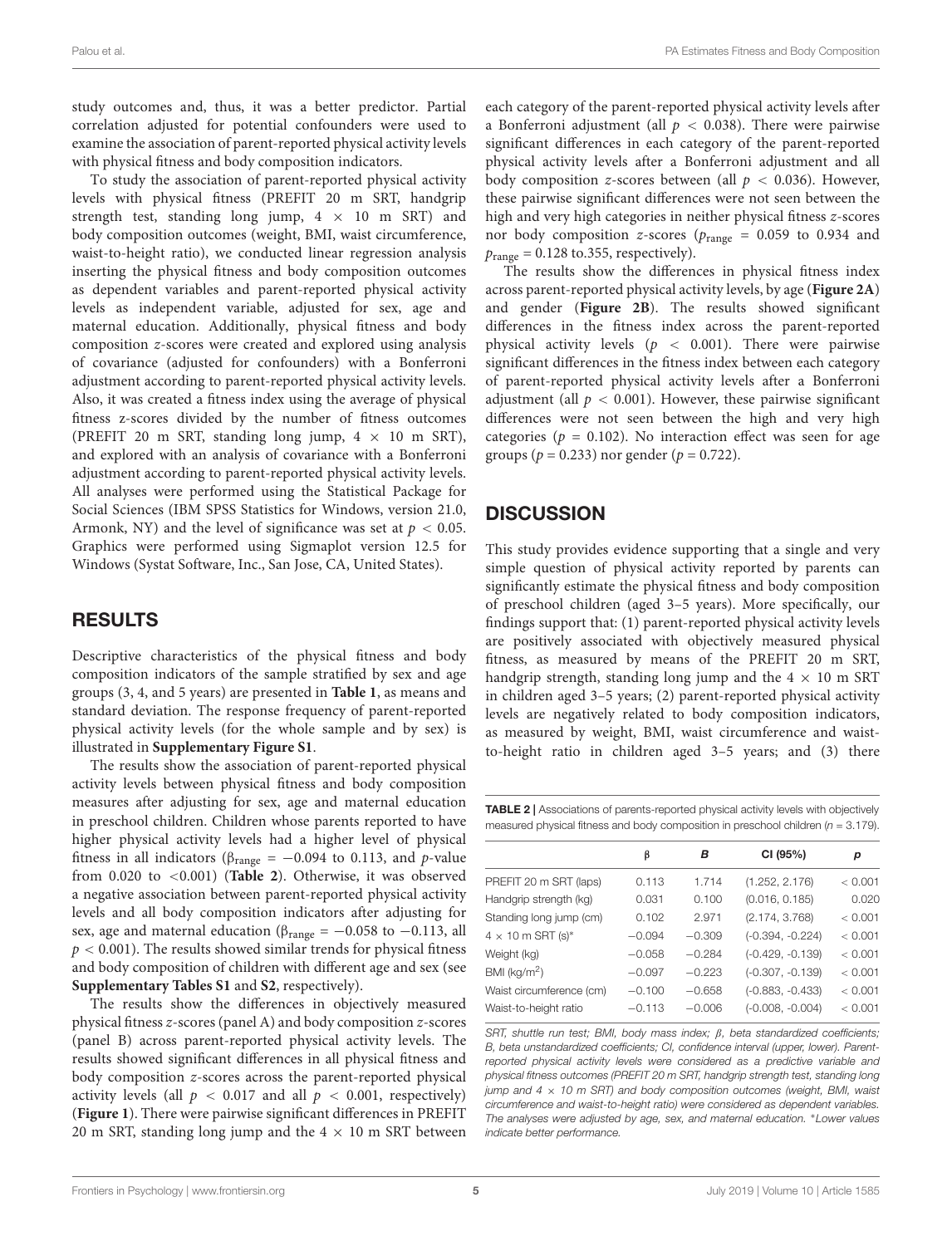study outcomes and, thus, it was a better predictor. Partial correlation adjusted for potential confounders were used to examine the association of parent-reported physical activity levels with physical fitness and body composition indicators.

To study the association of parent-reported physical activity levels with physical fitness (PREFIT 20 m SRT, handgrip strength test, standing long jump, 4 × 10 m SRT) and body composition outcomes (weight, BMI, waist circumference, waist-to-height ratio), we conducted linear regression analysis inserting the physical fitness and body composition outcomes as dependent variables and parent-reported physical activity levels as independent variable, adjusted for sex, age and maternal education. Additionally, physical fitness and body composition *z*-scores were created and explored using analysis of covariance (adjusted for confounders) with a Bonferroni adjustment according to parent-reported physical activity levels. Also, it was created a fitness index using the average of physical fitness z-scores divided by the number of fitness outcomes (PREFIT 20 m SRT, standing long jump, 4 × 10 m SRT), and explored with an analysis of covariance with a Bonferroni adjustment according to parent-reported physical activity levels. All analyses were performed using the Statistical Package for Social Sciences (IBM SPSS Statistics for Windows, version 21.0, Armonk, NY) and the level of significance was set at $p < 0.05$. Graphics were performed using Sigmaplot version 12.5 for Windows (Systat Software, Inc., San Jose, CA, United States).

## RESULTS

Descriptive characteristics of the physical fitness and body composition indicators of the sample stratified by sex and age groups (3, 4, and 5 years) are presented in **Table 1**, as means and standard deviation. The response frequency of parent-reported physical activity levels (for the whole sample and by sex) is illustrated in **Supplementary Figure S1**.

The results show the association of parent-reported physical activity levels between physical fitness and body composition measures after adjusting for sex, age and maternal education in preschool children. Children whose parents reported to have higher physical activity levels had a higher level of physical fitness in all indicators ($\beta_{range} = -0.094$ to 0.113, and *p*-value from 0.020 to <0.001) (**Table 2**). Otherwise, it was observed a negative association between parent-reported physical activity levels and all body composition indicators after adjusting for sex, age and maternal education ($\beta_{range} = -0.058$ to $-0.113$, all $p < 0.001$). The results showed similar trends for physical fitness and body composition of children with different age and sex (see **Supplementary Tables S1** and **S2**, respectively).

The results show the differences in objectively measured physical fitness *z*-scores (panel A) and body composition *z*-scores (panel B) across parent-reported physical activity levels. The results showed significant differences in all physical fitness and body composition *z*-scores across the parent-reported physical activity levels (all $p < 0.017$ and all $p < 0.001$, respectively) (**Figure 1**). There were pairwise significant differences in PREFIT 20 m SRT, standing long jump and the 4 × 10 m SRT between each category of the parent-reported physical activity levels after a Bonferroni adjustment (all $p < 0.038$). There were pairwise significant differences in each category of the parent-reported physical activity levels after a Bonferroni adjustment and all body composition *z*-scores between (all $p < 0.036$). However, these pairwise significant differences were not seen between the high and very high categories in neither physical fitness *z*-scores nor body composition *z*-scores ($p_{range} = 0.059$ to 0.934 and $p_{range} = 0.128$ to.355, respectively).

The results show the differences in physical fitness index across parent-reported physical activity levels, by age (**Figure 2A**) and gender (**Figure 2B**). The results showed significant differences in the fitness index across the parent-reported physical activity levels ($p < 0.001$). There were pairwise significant differences in the fitness index between each category of parent-reported physical activity levels after a Bonferroni adjustment (all $p < 0.001$). However, these pairwise significant differences were not seen between the high and very high categories ($p = 0.102$). No interaction effect was seen for age groups ($p = 0.233$) nor gender ($p = 0.722$).

## DISCUSSION

This study provides evidence supporting that a single and very simple question of physical activity reported by parents can significantly estimate the physical fitness and body composition of preschool children (aged 3–5 years). More specifically, our findings support that: (1) parent-reported physical activity levels are positively associated with objectively measured physical fitness, as measured by means of the PREFIT 20 m SRT, handgrip strength, standing long jump and the 4 × 10 m SRT in children aged 3–5 years; (2) parent-reported physical activity levels are negatively related to body composition indicators, as measured by weight, BMI, waist circumference and waist-to-height ratio in children aged 3–5 years; and (3) there

**TABLE 2** | Associations of parents-reported physical activity levels with objectively measured physical fitness and body composition in preschool children ($n = 3.179$).

| | β | *B* | CI (95%) | *p* |
|---|---|---|---|---|
| PREFIT 20 m SRT (laps) | 0.113 | 1.714 | (1.252, 2.176) | < 0.001 |
| Handgrip strength (kg) | 0.031 | 0.100 | (0.016, 0.185) | 0.020 |
| Standing long jump (cm) | 0.102 | 2.971 | (2.174, 3.768) | < 0.001 |
| 4 × 10 m SRT (s)* | −0.094 | −0.309 | (-0.394, -0.224) | < 0.001 |
| Weight (kg) | −0.058 | −0.284 | (-0.429, -0.139) | < 0.001 |
| BMI (kg/m$^2$) | −0.097 | −0.223 | (-0.307, -0.139) | < 0.001 |
| Waist circumference (cm) | −0.100 | −0.658 | (-0.883, -0.433) | < 0.001 |
| Waist-to-height ratio | −0.113 | −0.006 | (-0.008, -0.004) | < 0.001 |

*SRT, shuttle run test; BMI, body mass index; β, beta standardized coefficients; B, beta unstandardized coefficients; CI, confidence interval (upper, lower). Parent-reported physical activity levels were considered as a predictive variable and physical fitness outcomes (PREFIT 20 m SRT, handgrip strength test, standing long jump and 4 × 10 m SRT) and body composition outcomes (weight, BMI, waist circumference and waist-to-height ratio) were considered as dependent variables. The analyses were adjusted by age, sex, and maternal education. *Lower values indicate better performance.*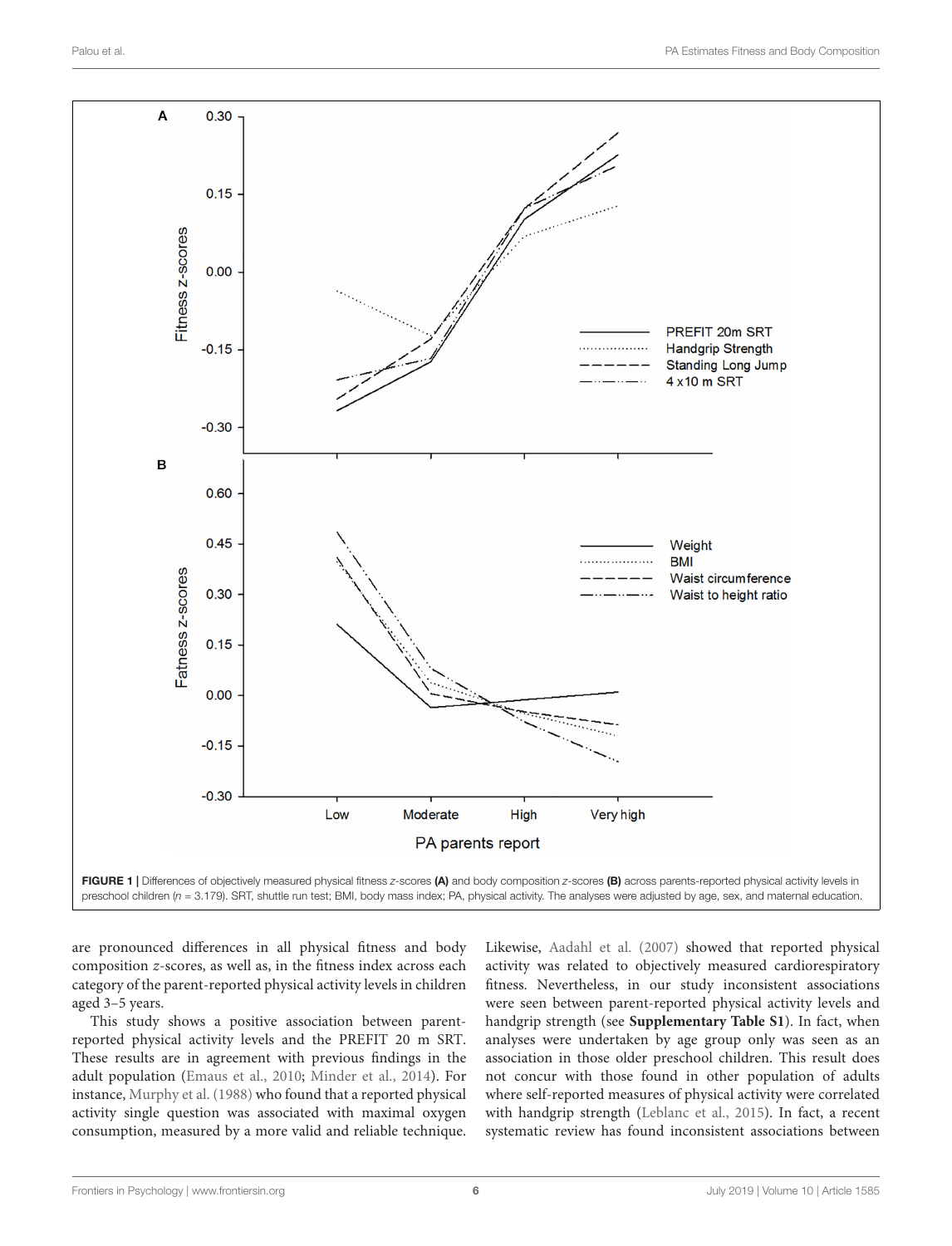**FIGURE 1 |** Differences of objectively measured physical fitness *z*-scores **(A)** and body composition *z*-scores **(B)** across parents-reported physical activity levels in preschool children (*n* = 3.179). SRT, shuttle run test; BMI, body mass index; PA, physical activity. The analyses were adjusted by age, sex, and maternal education.

are pronounced differences in all physical fitness and body composition *z*-scores, as well as, in the fitness index across each category of the parent-reported physical activity levels in children aged 3–5 years.

This study shows a positive association between parent-reported physical activity levels and the PREFIT 20 m SRT. These results are in agreement with previous findings in the adult population (Emaus et al., 2010; Minder et al., 2014). For instance, Murphy et al. (1988) who found that a reported physical activity single question was associated with maximal oxygen consumption, measured by a more valid and reliable technique. Likewise, Aadahl et al. (2007) showed that reported physical activity was related to objectively measured cardiorespiratory fitness. Nevertheless, in our study inconsistent associations were seen between parent-reported physical activity levels and handgrip strength (see **Supplementary Table S1**). In fact, when analyses were undertaken by age group only was seen as an association in those older preschool children. This result does not concur with those found in other population of adults where self-reported measures of physical activity were correlated with handgrip strength (Leblanc et al., 2015). In fact, a recent systematic review has found inconsistent associations between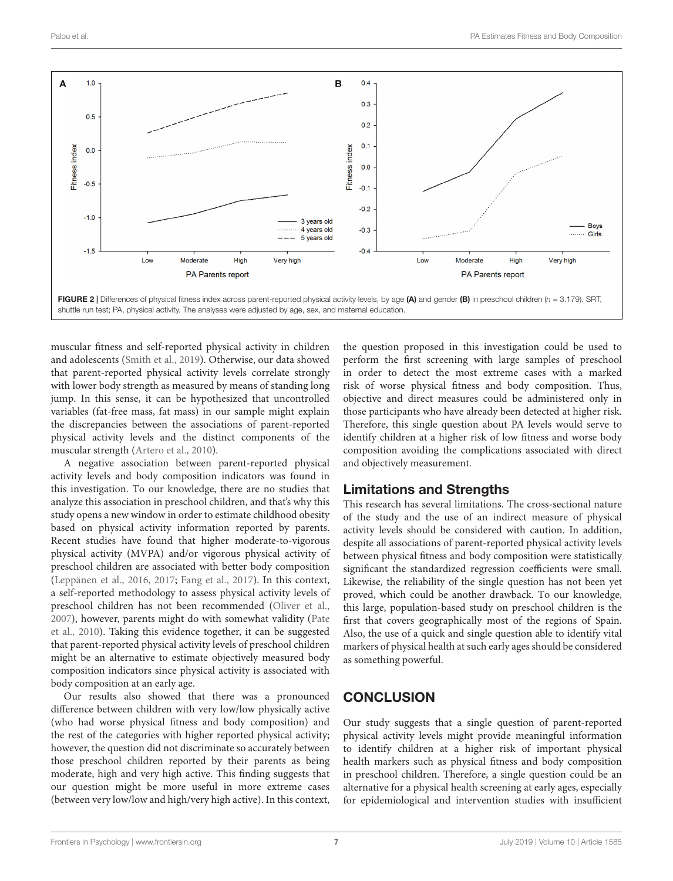A

1.0

0.5

0.0

-0.5

-1.0

-1.5

Fitness index

Low

Moderate

High

Very high

PA Parents report

3 years old

4 years old

5 years old

B

0.4

0.3

0.2

0.1

0.0

-0.1

-0.2

-0.3

-0.4

Fitness index

Low

Moderate

High

Very high

PA Parents report

Boys

Girls

**FIGURE 2** | Differences of physical fitness index across parent-reported physical activity levels, by age **(A)** and gender **(B)** in preschool children (*n* = 3.179). SRT, shuttle run test; PA, physical activity. The analyses were adjusted by age, sex, and maternal education.

muscular fitness and self-reported physical activity in children and adolescents (Smith et al., 2019). Otherwise, our data showed that parent-reported physical activity levels correlate strongly with lower body strength as measured by means of standing long jump. In this sense, it can be hypothesized that uncontrolled variables (fat-free mass, fat mass) in our sample might explain the discrepancies between the associations of parent-reported physical activity levels and the distinct components of the muscular strength (Artero et al., 2010).

A negative association between parent-reported physical activity levels and body composition indicators was found in this investigation. To our knowledge, there are no studies that analyze this association in preschool children, and that's why this study opens a new window in order to estimate childhood obesity based on physical activity information reported by parents. Recent studies have found that higher moderate-to-vigorous physical activity (MVPA) and/or vigorous physical activity of preschool children are associated with better body composition (Leppänen et al., 2016, 2017; Fang et al., 2017). In this context, a self-reported methodology to assess physical activity levels of preschool children has not been recommended (Oliver et al., 2007), however, parents might do with somewhat validity (Pate et al., 2010). Taking this evidence together, it can be suggested that parent-reported physical activity levels of preschool children might be an alternative to estimate objectively measured body composition indicators since physical activity is associated with body composition at an early age.

Our results also showed that there was a pronounced difference between children with very low/low physically active (who had worse physical fitness and body composition) and the rest of the categories with higher reported physical activity; however, the question did not discriminate so accurately between those preschool children reported by their parents as being moderate, high and very high active. This finding suggests that our question might be more useful in more extreme cases (between very low/low and high/very high active). In this context, the question proposed in this investigation could be used to perform the first screening with large samples of preschool in order to detect the most extreme cases with a marked risk of worse physical fitness and body composition. Thus, objective and direct measures could be administered only in those participants who have already been detected at higher risk. Therefore, this single question about PA levels would serve to identify children at a higher risk of low fitness and worse body composition avoiding the complications associated with direct and objectively measurement.

## Limitations and Strengths

This research has several limitations. The cross-sectional nature of the study and the use of an indirect measure of physical activity levels should be considered with caution. In addition, despite all associations of parent-reported physical activity levels between physical fitness and body composition were statistically significant the standardized regression coefficients were small. Likewise, the reliability of the single question has not been yet proved, which could be another drawback. To our knowledge, this large, population-based study on preschool children is the first that covers geographically most of the regions of Spain. Also, the use of a quick and single question able to identify vital markers of physical health at such early ages should be considered as something powerful.

# CONCLUSION

Our study suggests that a single question of parent-reported physical activity levels might provide meaningful information to identify children at a higher risk of important physical health markers such as physical fitness and body composition in preschool children. Therefore, a single question could be an alternative for a physical health screening at early ages, especially for epidemiological and intervention studies with insufficient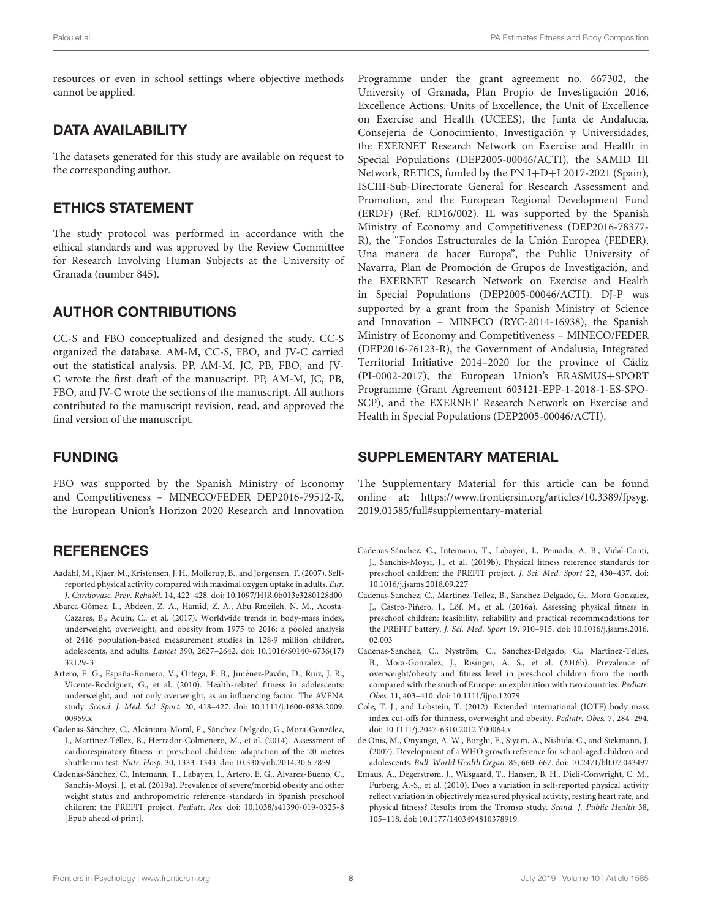resources or even in school settings where objective methods cannot be applied.

## DATA AVAILABILITY

The datasets generated for this study are available on request to the corresponding author.

## ETHICS STATEMENT

The study protocol was performed in accordance with the ethical standards and was approved by the Review Committee for Research Involving Human Subjects at the University of Granada (number 845).

## AUTHOR CONTRIBUTIONS

CC-S and FBO conceptualized and designed the study. CC-S organized the database. AM-M, CC-S, FBO, and JV-C carried out the statistical analysis. PP, AM-M, JC, PB, FBO, and JV-C wrote the first draft of the manuscript. PP, AM-M, JC, PB, FBO, and JV-C wrote the sections of the manuscript. All authors contributed to the manuscript revision, read, and approved the final version of the manuscript.

## FUNDING

FBO was supported by the Spanish Ministry of Economy and Competitiveness – MINECO/FEDER DEP2016-79512-R, the European Union's Horizon 2020 Research and Innovation Programme under the grant agreement no. 667302, the University of Granada, Plan Propio de Investigación 2016, Excellence Actions: Units of Excellence, the Unit of Excellence on Exercise and Health (UCEES), the Junta de Andalucia, Consejeria de Conocimiento, Investigación y Universidades, the EXERNET Research Network on Exercise and Health in Special Populations (DEP2005-00046/ACTI), the SAMID III Network, RETICS, funded by the PN I+D+I 2017-2021 (Spain), ISCIII-Sub-Directorate General for Research Assessment and Promotion, and the European Regional Development Fund (ERDF) (Ref. RD16/002). IL was supported by the Spanish Ministry of Economy and Competitiveness (DEP2016-78377-R), the "Fondos Estructurales de la Unión Europea (FEDER), Una manera de hacer Europa", the Public University of Navarra, Plan de Promoción de Grupos de Investigación, and the EXERNET Research Network on Exercise and Health in Special Populations (DEP2005-00046/ACTI). DJ-P was supported by a grant from the Spanish Ministry of Science and Innovation – MINECO (RYC-2014-16938), the Spanish Ministry of Economy and Competitiveness – MINECO/FEDER (DEP2016-76123-R), the Government of Andalusia, Integrated Territorial Initiative 2014–2020 for the province of Cádiz (PI-0002-2017), the European Union's ERASMUS+SPORT Programme (Grant Agreement 603121-EPP-1-2018-1-ES-SPO-SCP), and the EXERNET Research Network on Exercise and Health in Special Populations (DEP2005-00046/ACTI).

## SUPPLEMENTARY MATERIAL

The Supplementary Material for this article can be found online at: https://www.frontiersin.org/articles/10.3389/fpsyg.2019.01585/full#supplementary-material

## REFERENCES

Aadahl, M., Kjaer, M., Kristensen, J. H., Mollerup, B., and Jørgensen, T. (2007). Self-reported physical activity compared with maximal oxygen uptake in adults. *Eur. J. Cardiovasc. Prev. Rehabil.* 14, 422–428. doi: 10.1097/HJR.0b013e3280128d00

Abarca-Gómez, L., Abdeen, Z. A., Hamid, Z. A., Abu-Rmeileh, N. M., Acosta-Cazares, B., Acuin, C., et al. (2017). Worldwide trends in body-mass index, underweight, overweight, and obesity from 1975 to 2016: a pooled analysis of 2416 population-based measurement studies in 128·9 million children, adolescents, and adults. *Lancet* 390, 2627–2642. doi: 10.1016/S0140-6736(17)32129-3

Artero, E. G., España-Romero, V., Ortega, F. B., Jiménez-Pavón, D., Ruiz, J. R., Vicente-Rodríguez, G., et al. (2010). Health-related fitness in adolescents: underweight, and not only overweight, as an influencing factor. The AVENA study. *Scand. J. Med. Sci. Sport.* 20, 418–427. doi: 10.1111/j.1600-0838.2009.00959.x

Cadenas-Sánchez, C., Alcántara-Moral, F., Sánchez-Delgado, G., Mora-González, J., Martínez-Téllez, B., Herrador-Colmenero, M., et al. (2014). Assessment of cardiorespiratory fitness in preschool children: adaptation of the 20 metres shuttle run test. *Nutr. Hosp.* 30, 1333–1343. doi: 10.3305/nh.2014.30.6.7859

Cadenas-Sánchez, C., Intemann, T., Labayen, I., Artero, E. G., Alvarez-Bueno, C., Sanchis-Moysi, J., et al. (2019a). Prevalence of severe/morbid obesity and other weight status and anthropometric reference standards in Spanish preschool children: the PREFIT project. *Pediatr. Res.* doi: 10.1038/s41390-019-0325-8 [Epub ahead of print].

Cadenas-Sánchez, C., Intemann, T., Labayen, I., Peinado, A. B., Vidal-Conti, J., Sanchis-Moysi, J., et al. (2019b). Physical fitness reference standards for preschool children: the PREFIT project. *J. Sci. Med. Sport* 22, 430–437. doi: 10.1016/j.jsams.2018.09.227

Cadenas-Sanchez, C., Martinez-Tellez, B., Sanchez-Delgado, G., Mora-Gonzalez, J., Castro-Piñero, J., Löf, M., et al. (2016a). Assessing physical fitness in preschool children: feasibility, reliability and practical recommendations for the PREFIT battery. *J. Sci. Med. Sport* 19, 910–915. doi: 10.1016/j.jsams.2016.02.003

Cadenas-Sanchez, C., Nyström, C., Sanchez-Delgado, G., Martinez-Tellez, B., Mora-Gonzalez, J., Risinger, A. S., et al. (2016b). Prevalence of overweight/obesity and fitness level in preschool children from the north compared with the south of Europe: an exploration with two countries. *Pediatr. Obes.* 11, 403–410. doi: 10.1111/ijpo.12079

Cole, T. J., and Lobstein, T. (2012). Extended international (IOTF) body mass index cut-offs for thinness, overweight and obesity. *Pediatr. Obes.* 7, 284–294. doi: 10.1111/j.2047-6310.2012.Y00064.x

de Onis, M., Onyango, A. W., Borghi, E., Siyam, A., Nishida, C., and Siekmann, J. (2007). Development of a WHO growth reference for school-aged children and adolescents. *Bull. World Health Organ.* 85, 660–667. doi: 10.2471/blt.07.043497

Emaus, A., Degerstrøm, J., Wilsgaard, T., Hansen, B. H., Dieli-Conwright, C. M., Furberg, A.-S., et al. (2010). Does a variation in self-reported physical activity reflect variation in objectively measured physical activity, resting heart rate, and physical fitness? Results from the Tromsø study. *Scand. J. Public Health* 38, 105–118. doi: 10.1177/1403494810378919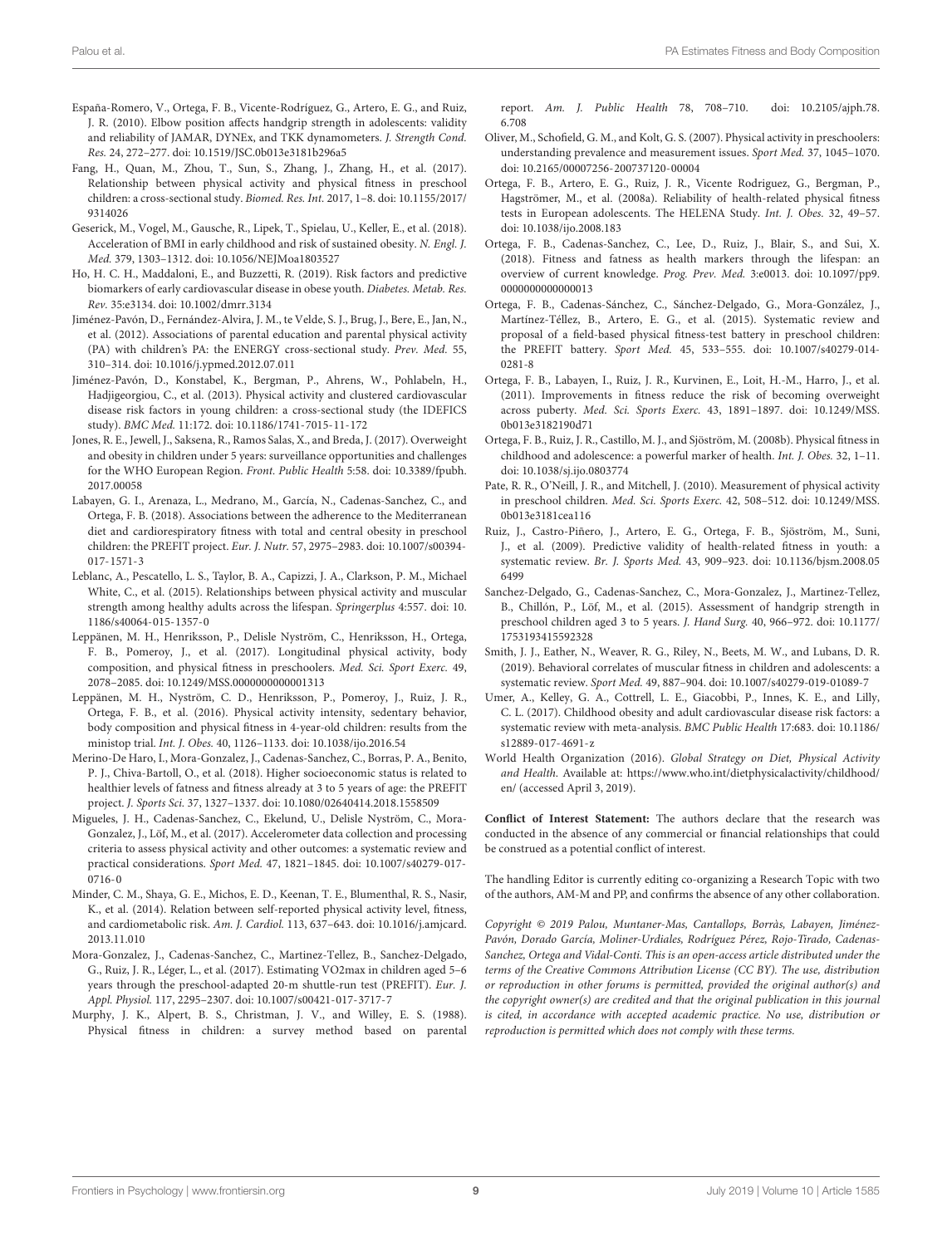España-Romero, V., Ortega, F. B., Vicente-Rodríguez, G., Artero, E. G., and Ruiz, J. R. (2010). Elbow position affects handgrip strength in adolescents: validity and reliability of JAMAR, DYNEx, and TKK dynamometers. *J. Strength Cond. Res.* 24, 272–277. doi: 10.1519/JSC.0b013e3181b296a5

Fang, H., Quan, M., Zhou, T., Sun, S., Zhang, J., Zhang, H., et al. (2017). Relationship between physical activity and physical fitness in preschool children: a cross-sectional study. *Biomed. Res. Int.* 2017, 1–8. doi: 10.1155/2017/9314026

Geserick, M., Vogel, M., Gausche, R., Lipek, T., Spielau, U., Keller, E., et al. (2018). Acceleration of BMI in early childhood and risk of sustained obesity. *N. Engl. J. Med.* 379, 1303–1312. doi: 10.1056/NEJMoa1803527

Ho, H. C. H., Maddaloni, E., and Buzzetti, R. (2019). Risk factors and predictive biomarkers of early cardiovascular disease in obese youth. *Diabetes. Metab. Res. Rev.* 35:e3134. doi: 10.1002/dmrr.3134

Jiménez-Pavón, D., Fernández-Alvira, J. M., te Velde, S. J., Brug, J., Bere, E., Jan, N., et al. (2012). Associations of parental education and parental physical activity (PA) with children's PA: the ENERGY cross-sectional study. *Prev. Med.* 55, 310–314. doi: 10.1016/j.ypmed.2012.07.011

Jiménez-Pavón, D., Konstabel, K., Bergman, P., Ahrens, W., Pohlabeln, H., Hadjigeorgiou, C., et al. (2013). Physical activity and clustered cardiovascular disease risk factors in young children: a cross-sectional study (the IDEFICS study). *BMC Med.* 11:172. doi: 10.1186/1741-7015-11-172

Jones, R. E., Jewell, J., Saksena, R., Ramos Salas, X., and Breda, J. (2017). Overweight and obesity in children under 5 years: surveillance opportunities and challenges for the WHO European Region. *Front. Public Health* 5:58. doi: 10.3389/fpubh.2017.00058

Labayen, G. I., Arenaza, L., Medrano, M., García, N., Cadenas-Sanchez, C., and Ortega, F. B. (2018). Associations between the adherence to the Mediterranean diet and cardiorespiratory fitness with total and central obesity in preschool children: the PREFIT project. *Eur. J. Nutr.* 57, 2975–2983. doi: 10.1007/s00394-017-1571-3

Leblanc, A., Pescatello, L. S., Taylor, B. A., Capizzi, J. A., Clarkson, P. M., Michael White, C., et al. (2015). Relationships between physical activity and muscular strength among healthy adults across the lifespan. *Springerplus* 4:557. doi: 10.1186/s40064-015-1357-0

Leppänen, M. H., Henriksson, P., Delisle Nyström, C., Henriksson, H., Ortega, F. B., Pomeroy, J., et al. (2017). Longitudinal physical activity, body composition, and physical fitness in preschoolers. *Med. Sci. Sport Exerc.* 49, 2078–2085. doi: 10.1249/MSS.0000000000001313

Leppänen, M. H., Nyström, C. D., Henriksson, P., Pomeroy, J., Ruiz, J. R., Ortega, F. B., et al. (2016). Physical activity intensity, sedentary behavior, body composition and physical fitness in 4-year-old children: results from the ministop trial. *Int. J. Obes.* 40, 1126–1133. doi: 10.1038/ijo.2016.54

Merino-De Haro, I., Mora-Gonzalez, J., Cadenas-Sanchez, C., Borras, P. A., Benito, P. J., Chiva-Bartoll, O., et al. (2018). Higher socioeconomic status is related to healthier levels of fatness and fitness already at 3 to 5 years of age: the PREFIT project. *J. Sports Sci.* 37, 1327–1337. doi: 10.1080/02640414.2018.1558509

Migueles, J. H., Cadenas-Sanchez, C., Ekelund, U., Delisle Nyström, C., Mora-Gonzalez, J., Löf, M., et al. (2017). Accelerometer data collection and processing criteria to assess physical activity and other outcomes: a systematic review and practical considerations. *Sport Med.* 47, 1821–1845. doi: 10.1007/s40279-017-0716-0

Minder, C. M., Shaya, G. E., Michos, E. D., Keenan, T. E., Blumenthal, R. S., Nasir, K., et al. (2014). Relation between self-reported physical activity level, fitness, and cardiometabolic risk. *Am. J. Cardiol.* 113, 637–643. doi: 10.1016/j.amjcard.2013.11.010

Mora-Gonzalez, J., Cadenas-Sanchez, C., Martinez-Tellez, B., Sanchez-Delgado, G., Ruiz, J. R., Léger, L., et al. (2017). Estimating VO2max in children aged 5–6 years through the preschool-adapted 20-m shuttle-run test (PREFIT). *Eur. J. Appl. Physiol.* 117, 2295–2307. doi: 10.1007/s00421-017-3717-7

Murphy, J. K., Alpert, B. S., Christman, J. V., and Willey, E. S. (1988). Physical fitness in children: a survey method based on parental report. *Am. J. Public Health* 78, 708–710. doi: 10.2105/ajph.78.6.708

Oliver, M., Schofield, G. M., and Kolt, G. S. (2007). Physical activity in preschoolers: understanding prevalence and measurement issues. *Sport Med.* 37, 1045–1070. doi: 10.2165/00007256-200737120-00004

Ortega, F. B., Artero, E. G., Ruiz, J. R., Vicente Rodriguez, G., Bergman, P., Hagströmer, M., et al. (2008a). Reliability of health-related physical fitness tests in European adolescents. The HELENA Study. *Int. J. Obes.* 32, 49–57. doi: 10.1038/ijo.2008.183

Ortega, F. B., Cadenas-Sanchez, C., Lee, D., Ruiz, J., Blair, S., and Sui, X. (2018). Fitness and fatness as health markers through the lifespan: an overview of current knowledge. *Prog. Prev. Med.* 3:e0013. doi: 10.1097/pp9.0000000000000013

Ortega, F. B., Cadenas-Sánchez, C., Sánchez-Delgado, G., Mora-González, J., Martínez-Téllez, B., Artero, E. G., et al. (2015). Systematic review and proposal of a field-based physical fitness-test battery in preschool children: the PREFIT battery. *Sport Med.* 45, 533–555. doi: 10.1007/s40279-014-0281-8

Ortega, F. B., Labayen, I., Ruiz, J. R., Kurvinen, E., Loit, H.-M., Harro, J., et al. (2011). Improvements in fitness reduce the risk of becoming overweight across puberty. *Med. Sci. Sports Exerc.* 43, 1891–1897. doi: 10.1249/MSS.0b013e3182190d71

Ortega, F. B., Ruiz, J. R., Castillo, M. J., and Sjöström, M. (2008b). Physical fitness in childhood and adolescence: a powerful marker of health. *Int. J. Obes.* 32, 1–11. doi: 10.1038/sj.ijo.0803774

Pate, R. R., O'Neill, J. R., and Mitchell, J. (2010). Measurement of physical activity in preschool children. *Med. Sci. Sports Exerc.* 42, 508–512. doi: 10.1249/MSS.0b013e3181cea116

Ruiz, J., Castro-Piñero, J., Artero, E. G., Ortega, F. B., Sjöström, M., Suni, J., et al. (2009). Predictive validity of health-related fitness in youth: a systematic review. *Br. J. Sports Med.* 43, 909–923. doi: 10.1136/bjsm.2008.056499

Sanchez-Delgado, G., Cadenas-Sanchez, C., Mora-Gonzalez, J., Martinez-Tellez, B., Chillón, P., Löf, M., et al. (2015). Assessment of handgrip strength in preschool children aged 3 to 5 years. *J. Hand Surg.* 40, 966–972. doi: 10.1177/1753193415592328

Smith, J. J., Eather, N., Weaver, R. G., Riley, N., Beets, M. W., and Lubans, D. R. (2019). Behavioral correlates of muscular fitness in children and adolescents: a systematic review. *Sport Med.* 49, 887–904. doi: 10.1007/s40279-019-01089-7

Umer, A., Kelley, G. A., Cottrell, L. E., Giacobbi, P., Innes, K. E., and Lilly, C. L. (2017). Childhood obesity and adult cardiovascular disease risk factors: a systematic review with meta-analysis. *BMC Public Health* 17:683. doi: 10.1186/s12889-017-4691-z

World Health Organization (2016). *Global Strategy on Diet, Physical Activity and Health*. Available at: https://www.who.int/dietphysicalactivity/childhood/en/ (accessed April 3, 2019).

**Conflict of Interest Statement:** The authors declare that the research was conducted in the absence of any commercial or financial relationships that could be construed as a potential conflict of interest.

The handling Editor is currently editing co-organizing a Research Topic with two of the authors, AM-M and PP, and confirms the absence of any other collaboration.

*Copyright © 2019 Palou, Muntaner-Mas, Cantallops, Borràs, Labayen, Jiménez-Pavón, Dorado García, Moliner-Urdiales, Rodríguez Pérez, Rojo-Tirado, Cadenas-Sanchez, Ortega and Vidal-Conti. This is an open-access article distributed under the terms of the Creative Commons Attribution License (CC BY). The use, distribution or reproduction in other forums is permitted, provided the original author(s) and the copyright owner(s) are credited and that the original publication in this journal is cited, in accordance with accepted academic practice. No use, distribution or reproduction is permitted which does not comply with these terms.*